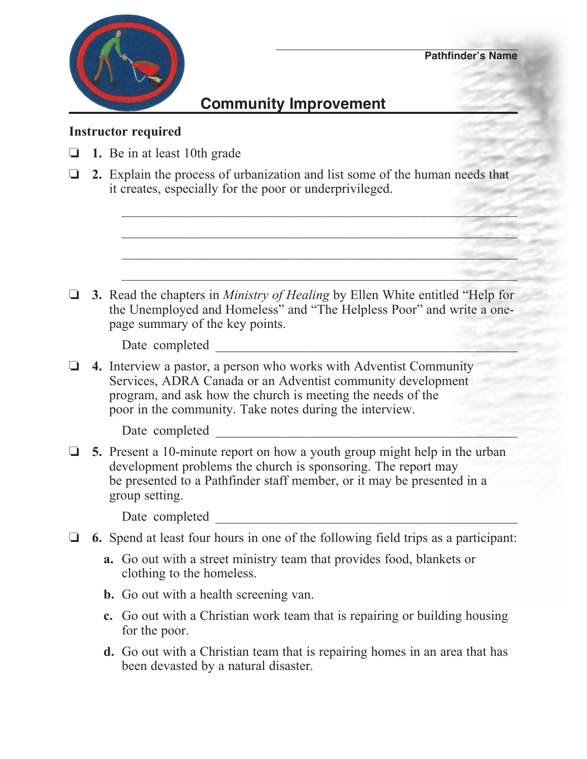Pathfinder's Name

# Community Improvement

**Instructor required**

- ❏ **1.** Be in at least 10th grade
- ❏ **2.** Explain the process of urbanization and list some of the human needs that it creates, especially for the poor or underprivileged.

  ______________________________________________________________

  ______________________________________________________________

  ______________________________________________________________

  ______________________________________________________________

- ❏ **3.** Read the chapters in *Ministry of Healing* by Ellen White entitled "Help for the Unemployed and Homeless" and "The Helpless Poor" and write a one-page summary of the key points.

  Date completed ________________________________________________

- ❏ **4.** Interview a pastor, a person who works with Adventist Community Services, ADRA Canada or an Adventist community development program, and ask how the church is meeting the needs of the poor in the community. Take notes during the interview.

  Date completed ________________________________________________

- ❏ **5.** Present a 10-minute report on how a youth group might help in the urban development problems the church is sponsoring. The report may be presented to a Pathfinder staff member, or it may be presented in a group setting.

  Date completed ________________________________________________

- ❏ **6.** Spend at least four hours in one of the following field trips as a participant:
  - **a.** Go out with a street ministry team that provides food, blankets or clothing to the homeless.
  - **b.** Go out with a health screening van.
  - **c.** Go out with a Christian work team that is repairing or building housing for the poor.
  - **d.** Go out with a Christian team that is repairing homes in an area that has been devasted by a natural disaster.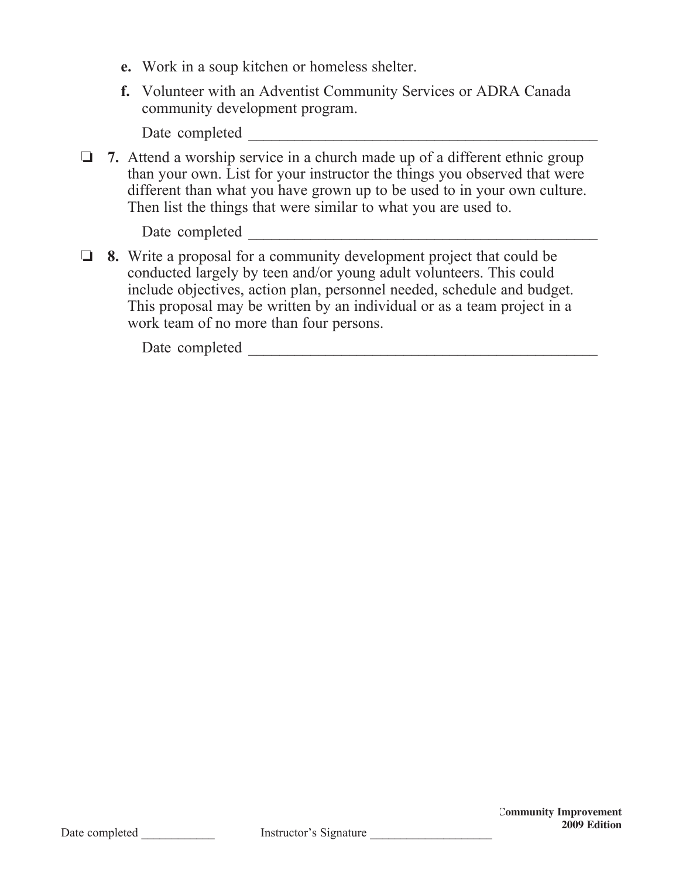e. Work in a soup kitchen or homeless shelter.

f. Volunteer with an Adventist Community Services or ADRA Canada community development program.

Date completed ______________________________________________

❏ **7.** Attend a worship service in a church made up of a different ethnic group than your own. List for your instructor the things you observed that were different than what you have grown up to be used to in your own culture. Then list the things that were similar to what you are used to.

Date completed ______________________________________________

❏ **8.** Write a proposal for a community development project that could be conducted largely by teen and/or young adult volunteers. This could include objectives, action plan, personnel needed, schedule and budget. This proposal may be written by an individual or as a team project in a work team of no more than four persons.

Date completed ______________________________________________

Date completed ____________ Instructor's Signature ____________________